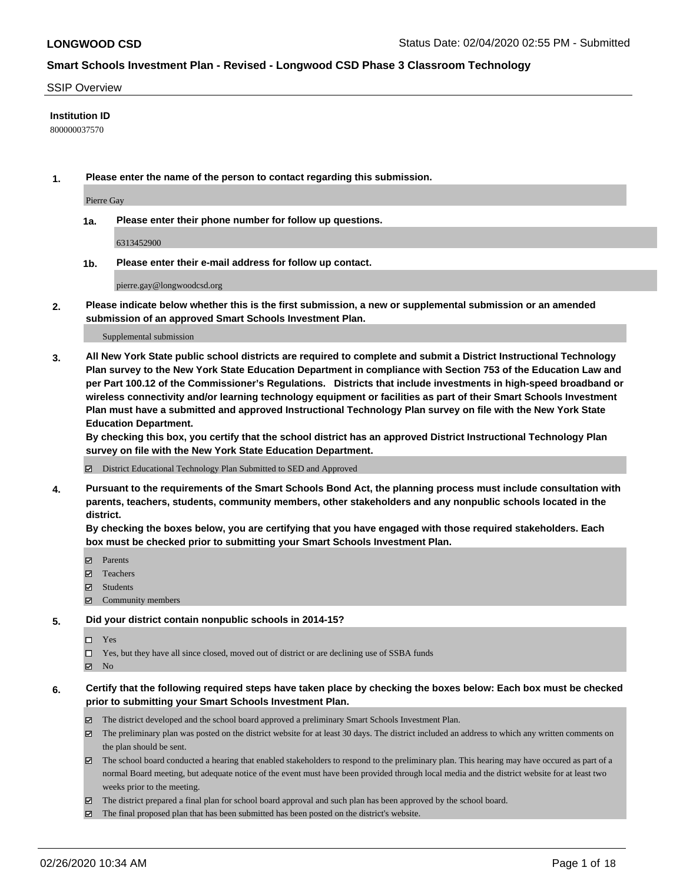**LONGWOOD CSD**

Status Date: 02/04/2020 02:55 PM - Submitted

## Smart Schools Investment Plan - Revised - Longwood CSD Phase 3 Classroom Technology

SSIP Overview

**Institution ID**

800000037570

**1. Please enter the name of the person to contact regarding this submission.**

Pierre Gay

**1a. Please enter their phone number for follow up questions.**

6313452900

**1b. Please enter their e-mail address for follow up contact.**

pierre.gay@longwoodcsd.org

**2. Please indicate below whether this is the first submission, a new or supplemental submission or an amended submission of an approved Smart Schools Investment Plan.**

Supplemental submission

**3. All New York State public school districts are required to complete and submit a District Instructional Technology Plan survey to the New York State Education Department in compliance with Section 753 of the Education Law and per Part 100.12 of the Commissioner's Regulations. Districts that include investments in high-speed broadband or wireless connectivity and/or learning technology equipment or facilities as part of their Smart Schools Investment Plan must have a submitted and approved Instructional Technology Plan survey on file with the New York State Education Department.**
**By checking this box, you certify that the school district has an approved District Instructional Technology Plan survey on file with the New York State Education Department.**

☑ District Educational Technology Plan Submitted to SED and Approved

**4. Pursuant to the requirements of the Smart Schools Bond Act, the planning process must include consultation with parents, teachers, students, community members, other stakeholders and any nonpublic schools located in the district.**
**By checking the boxes below, you are certifying that you have engaged with those required stakeholders. Each box must be checked prior to submitting your Smart Schools Investment Plan.**

☑ Parents
☑ Teachers
☑ Students
☑ Community members

**5. Did your district contain nonpublic schools in 2014-15?**

☐ Yes
☐ Yes, but they have all since closed, moved out of district or are declining use of SSBA funds
☑ No

**6. Certify that the following required steps have taken place by checking the boxes below: Each box must be checked prior to submitting your Smart Schools Investment Plan.**

☑ The district developed and the school board approved a preliminary Smart Schools Investment Plan.
☑ The preliminary plan was posted on the district website for at least 30 days. The district included an address to which any written comments on the plan should be sent.
☑ The school board conducted a hearing that enabled stakeholders to respond to the preliminary plan. This hearing may have occured as part of a normal Board meeting, but adequate notice of the event must have been provided through local media and the district website for at least two weeks prior to the meeting.
☑ The district prepared a final plan for school board approval and such plan has been approved by the school board.
☑ The final proposed plan that has been submitted has been posted on the district's website.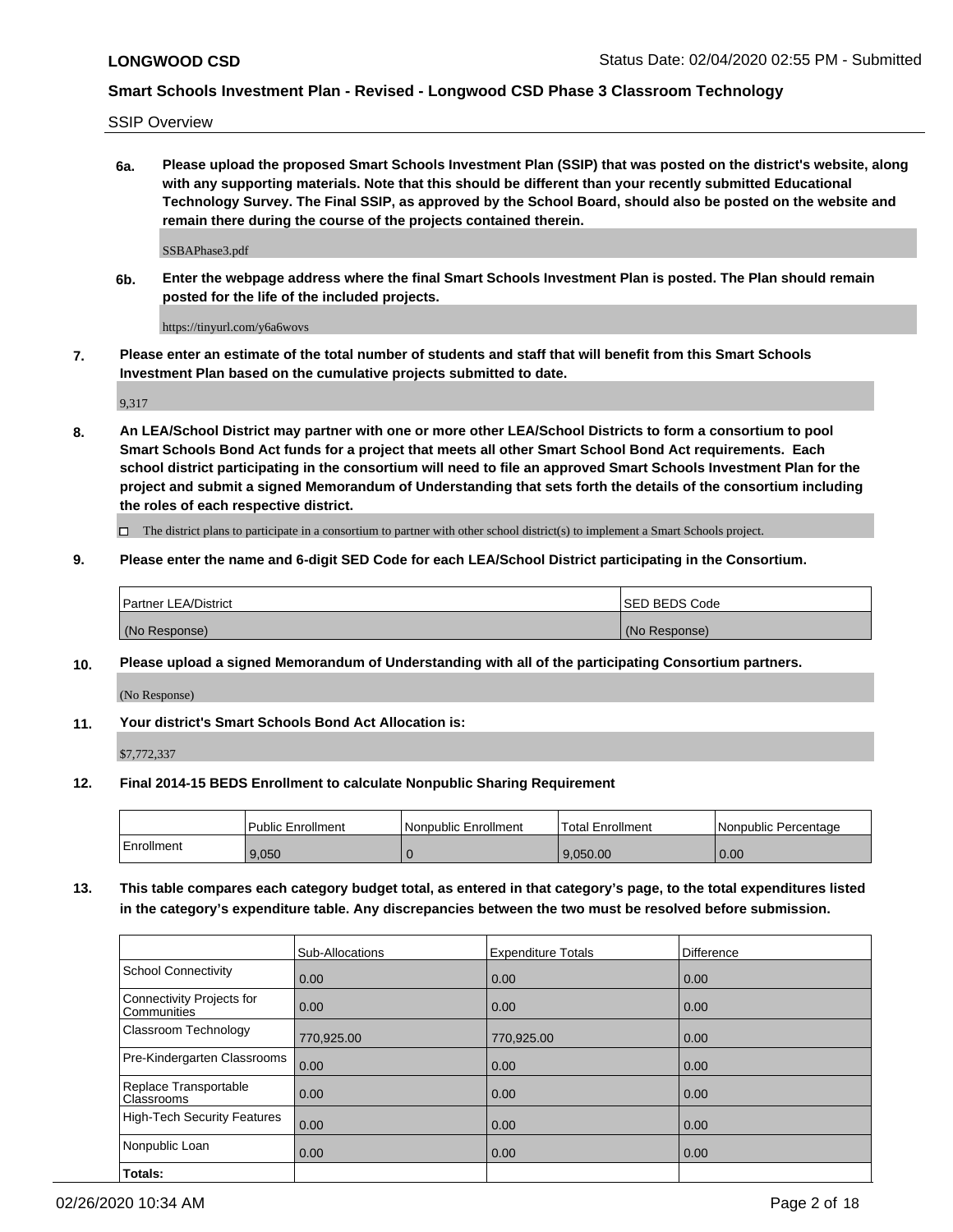SSIP Overview

**6a. Please upload the proposed Smart Schools Investment Plan (SSIP) that was posted on the district's website, along with any supporting materials. Note that this should be different than your recently submitted Educational Technology Survey. The Final SSIP, as approved by the School Board, should also be posted on the website and remain there during the course of the projects contained therein.**

SSBAPhase3.pdf

**6b. Enter the webpage address where the final Smart Schools Investment Plan is posted. The Plan should remain posted for the life of the included projects.**

https://tinyurl.com/y6a6wovs

**7. Please enter an estimate of the total number of students and staff that will benefit from this Smart Schools Investment Plan based on the cumulative projects submitted to date.**

9,317

**8. An LEA/School District may partner with one or more other LEA/School Districts to form a consortium to pool Smart Schools Bond Act funds for a project that meets all other Smart School Bond Act requirements. Each school district participating in the consortium will need to file an approved Smart Schools Investment Plan for the project and submit a signed Memorandum of Understanding that sets forth the details of the consortium including the roles of each respective district.**

☐ The district plans to participate in a consortium to partner with other school district(s) to implement a Smart Schools project.

**9. Please enter the name and 6-digit SED Code for each LEA/School District participating in the Consortium.**

| Partner LEA/District | SED BEDS Code |
|---|---|
| (No Response) | (No Response) |

**10. Please upload a signed Memorandum of Understanding with all of the participating Consortium partners.**

(No Response)

**11. Your district's Smart Schools Bond Act Allocation is:**

$7,772,337

**12. Final 2014-15 BEDS Enrollment to calculate Nonpublic Sharing Requirement**

| | Public Enrollment | Nonpublic Enrollment | Total Enrollment | Nonpublic Percentage |
|---|---|---|---|---|
| Enrollment | 9,050 | 0 | 9,050.00 | 0.00 |

**13. This table compares each category budget total, as entered in that category's page, to the total expenditures listed in the category's expenditure table. Any discrepancies between the two must be resolved before submission.**

| | Sub-Allocations | Expenditure Totals | Difference |
|---|---|---|---|
| School Connectivity | 0.00 | 0.00 | 0.00 |
| Connectivity Projects for Communities | 0.00 | 0.00 | 0.00 |
| Classroom Technology | 770,925.00 | 770,925.00 | 0.00 |
| Pre-Kindergarten Classrooms | 0.00 | 0.00 | 0.00 |
| Replace Transportable Classrooms | 0.00 | 0.00 | 0.00 |
| High-Tech Security Features | 0.00 | 0.00 | 0.00 |
| Nonpublic Loan | 0.00 | 0.00 | 0.00 |
| **Totals:** | | | |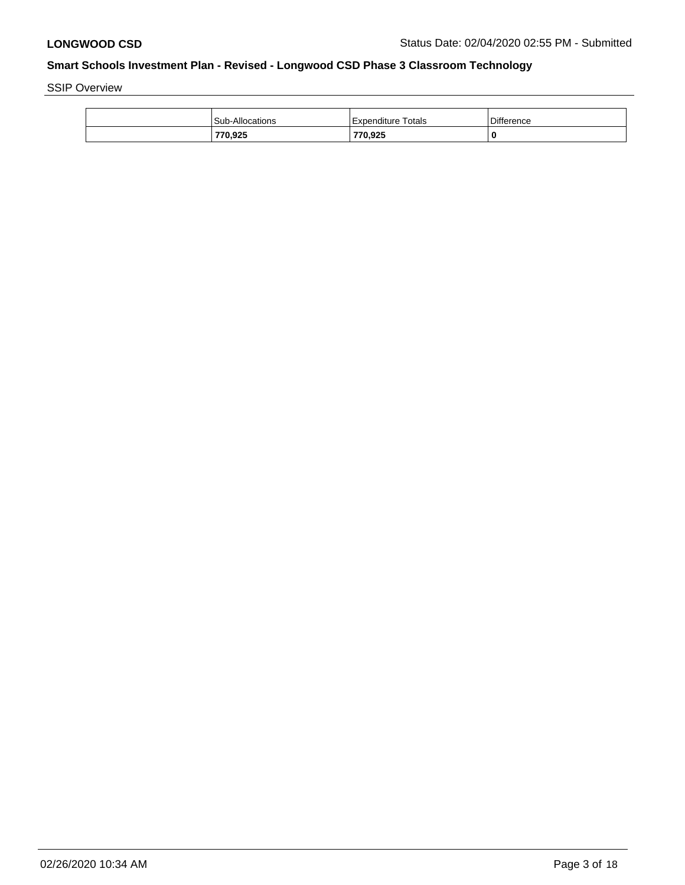SSIP Overview

| | Sub-Allocations | Expenditure Totals | Difference |
|---|---|---|---|
| | **770,925** | **770,925** | **0** |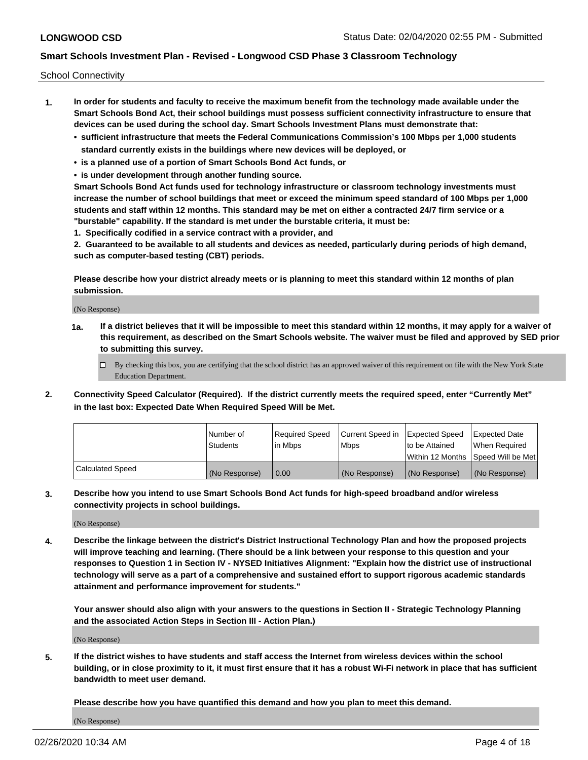School Connectivity

1. **In order for students and faculty to receive the maximum benefit from the technology made available under the Smart Schools Bond Act, their school buildings must possess sufficient connectivity infrastructure to ensure that devices can be used during the school day. Smart Schools Investment Plans must demonstrate that:**
   - **sufficient infrastructure that meets the Federal Communications Commission's 100 Mbps per 1,000 students standard currently exists in the buildings where new devices will be deployed, or**
   - **is a planned use of a portion of Smart Schools Bond Act funds, or**
   - **is under development through another funding source.**

   **Smart Schools Bond Act funds used for technology infrastructure or classroom technology investments must increase the number of school buildings that meet or exceed the minimum speed standard of 100 Mbps per 1,000 students and staff within 12 months. This standard may be met on either a contracted 24/7 firm service or a "burstable" capability. If the standard is met under the burstable criteria, it must be:**

   **1. Specifically codified in a service contract with a provider, and**

   **2. Guaranteed to be available to all students and devices as needed, particularly during periods of high demand, such as computer-based testing (CBT) periods.**

   **Please describe how your district already meets or is planning to meet this standard within 12 months of plan submission.**

   (No Response)

   **1a. If a district believes that it will be impossible to meet this standard within 12 months, it may apply for a waiver of this requirement, as described on the Smart Schools website. The waiver must be filed and approved by SED prior to submitting this survey.**

   ☐ By checking this box, you are certifying that the school district has an approved waiver of this requirement on file with the New York State Education Department.

2. **Connectivity Speed Calculator (Required). If the district currently meets the required speed, enter "Currently Met" in the last box: Expected Date When Required Speed Will be Met.**

| | Number of Students | Required Speed in Mbps | Current Speed in Mbps | Expected Speed to be Attained Within 12 Months | Expected Date When Required Speed Will be Met |
|---|---|---|---|---|---|
| Calculated Speed | (No Response) | 0.00 | (No Response) | (No Response) | (No Response) |

3. **Describe how you intend to use Smart Schools Bond Act funds for high-speed broadband and/or wireless connectivity projects in school buildings.**

   (No Response)

4. **Describe the linkage between the district's District Instructional Technology Plan and how the proposed projects will improve teaching and learning. (There should be a link between your response to this question and your responses to Question 1 in Section IV - NYSED Initiatives Alignment: "Explain how the district use of instructional technology will serve as a part of a comprehensive and sustained effort to support rigorous academic standards attainment and performance improvement for students."**

   **Your answer should also align with your answers to the questions in Section II - Strategic Technology Planning and the associated Action Steps in Section III - Action Plan.)**

   (No Response)

5. **If the district wishes to have students and staff access the Internet from wireless devices within the school building, or in close proximity to it, it must first ensure that it has a robust Wi-Fi network in place that has sufficient bandwidth to meet user demand.**

   **Please describe how you have quantified this demand and how you plan to meet this demand.**

   (No Response)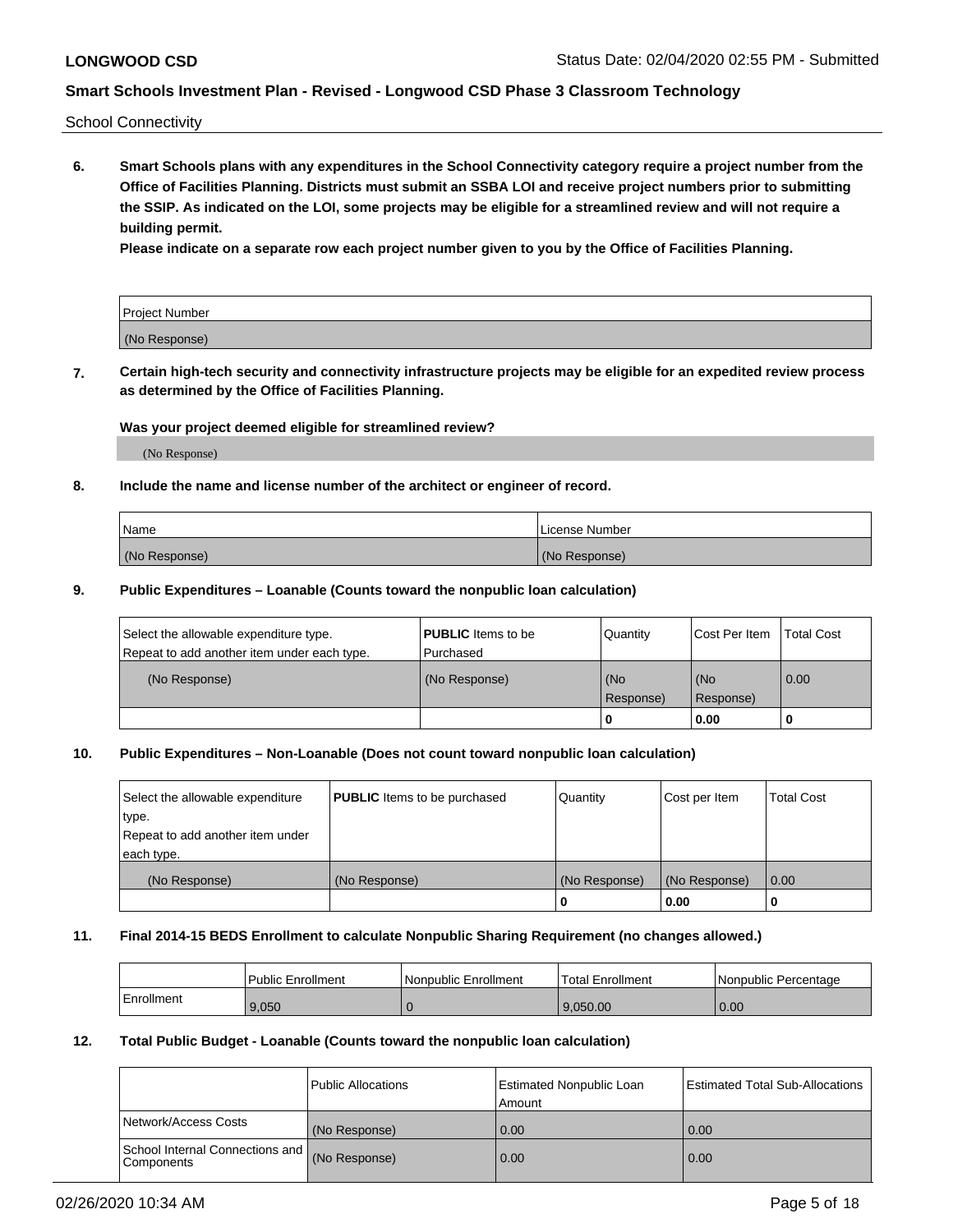School Connectivity

**6. Smart Schools plans with any expenditures in the School Connectivity category require a project number from the Office of Facilities Planning. Districts must submit an SSBA LOI and receive project numbers prior to submitting the SSIP. As indicated on the LOI, some projects may be eligible for a streamlined review and will not require a building permit.**

**Please indicate on a separate row each project number given to you by the Office of Facilities Planning.**

| Project Number |
|---|
| (No Response) |

**7. Certain high-tech security and connectivity infrastructure projects may be eligible for an expedited review process as determined by the Office of Facilities Planning.**

**Was your project deemed eligible for streamlined review?**

(No Response)

**8. Include the name and license number of the architect or engineer of record.**

| Name | License Number |
|---|---|
| (No Response) | (No Response) |

**9. Public Expenditures – Loanable (Counts toward the nonpublic loan calculation)**

| Select the allowable expenditure type. Repeat to add another item under each type. | **PUBLIC** Items to be Purchased | Quantity | Cost Per Item | Total Cost |
|---|---|---|---|---|
| (No Response) | (No Response) | (No Response) | (No Response) | 0.00 |
| | | 0 | 0.00 | 0 |

**10. Public Expenditures – Non-Loanable (Does not count toward nonpublic loan calculation)**

| Select the allowable expenditure type. Repeat to add another item under each type. | **PUBLIC** Items to be purchased | Quantity | Cost per Item | Total Cost |
|---|---|---|---|---|
| (No Response) | (No Response) | (No Response) | (No Response) | 0.00 |
| | | 0 | 0.00 | 0 |

**11. Final 2014-15 BEDS Enrollment to calculate Nonpublic Sharing Requirement (no changes allowed.)**

| | Public Enrollment | Nonpublic Enrollment | Total Enrollment | Nonpublic Percentage |
|---|---|---|---|---|
| Enrollment | 9,050 | 0 | 9,050.00 | 0.00 |

**12. Total Public Budget - Loanable (Counts toward the nonpublic loan calculation)**

| | Public Allocations | Estimated Nonpublic Loan Amount | Estimated Total Sub-Allocations |
|---|---|---|---|
| Network/Access Costs | (No Response) | 0.00 | 0.00 |
| School Internal Connections and Components | (No Response) | 0.00 | 0.00 |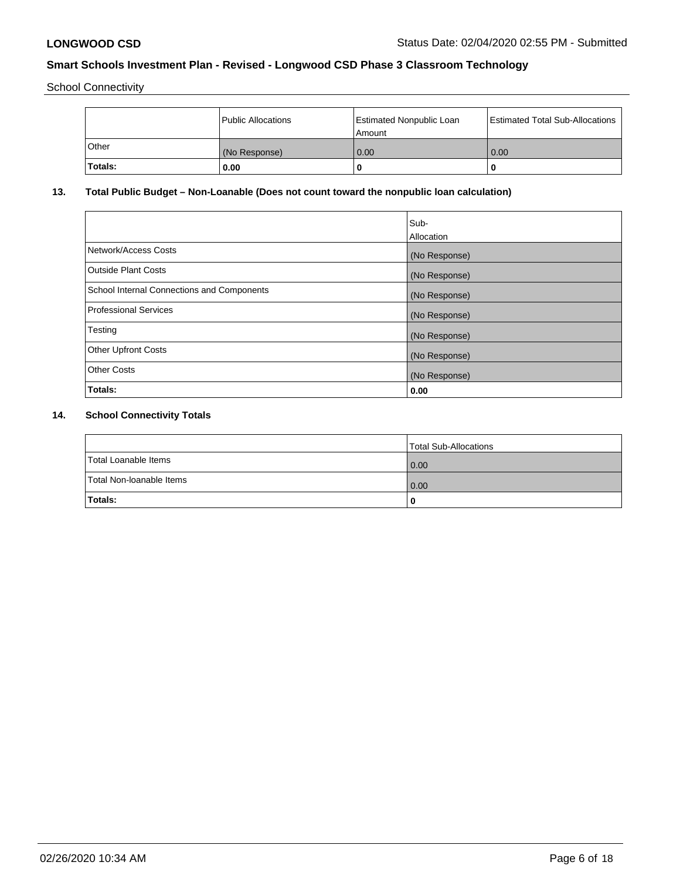School Connectivity

| | Public Allocations | Estimated Nonpublic Loan Amount | Estimated Total Sub-Allocations |
| --- | --- | --- | --- |
| Other | (No Response) | 0.00 | 0.00 |
| **Totals:** | **0.00** | **0** | **0** |

## 13. Total Public Budget – Non-Loanable (Does not count toward the nonpublic loan calculation)

| | Sub-Allocation |
| --- | --- |
| Network/Access Costs | (No Response) |
| Outside Plant Costs | (No Response) |
| School Internal Connections and Components | (No Response) |
| Professional Services | (No Response) |
| Testing | (No Response) |
| Other Upfront Costs | (No Response) |
| Other Costs | (No Response) |
| **Totals:** | **0.00** |

## 14. School Connectivity Totals

| | Total Sub-Allocations |
| --- | --- |
| Total Loanable Items | 0.00 |
| Total Non-loanable Items | 0.00 |
| **Totals:** | **0** |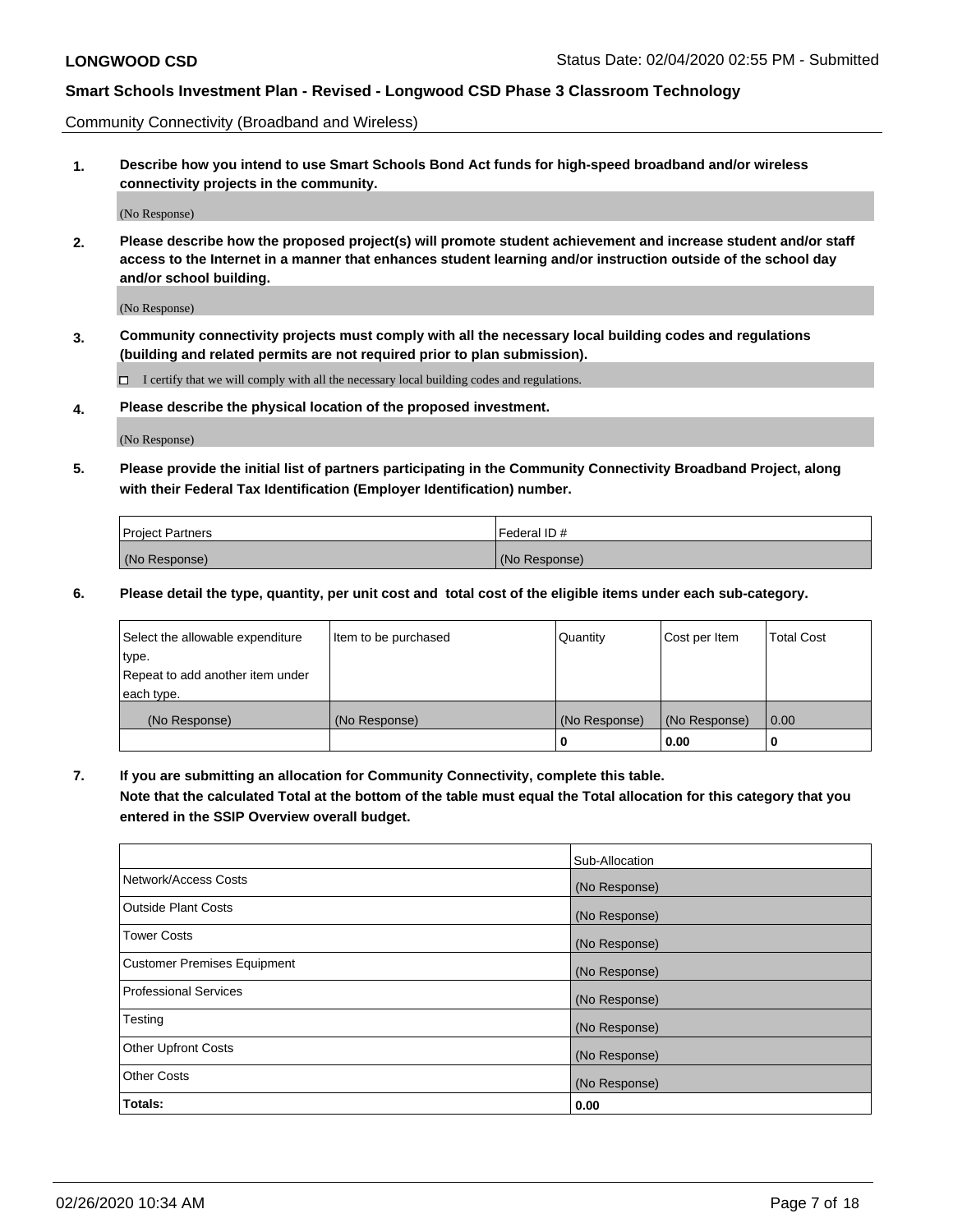Community Connectivity (Broadband and Wireless)

**1. Describe how you intend to use Smart Schools Bond Act funds for high-speed broadband and/or wireless connectivity projects in the community.**

(No Response)

**2. Please describe how the proposed project(s) will promote student achievement and increase student and/or staff access to the Internet in a manner that enhances student learning and/or instruction outside of the school day and/or school building.**

(No Response)

**3. Community connectivity projects must comply with all the necessary local building codes and regulations (building and related permits are not required prior to plan submission).**

☐ I certify that we will comply with all the necessary local building codes and regulations.

**4. Please describe the physical location of the proposed investment.**

(No Response)

**5. Please provide the initial list of partners participating in the Community Connectivity Broadband Project, along with their Federal Tax Identification (Employer Identification) number.**

| Project Partners | Federal ID # |
|---|---|
| (No Response) | (No Response) |

**6. Please detail the type, quantity, per unit cost and total cost of the eligible items under each sub-category.**

| Select the allowable expenditure type. Repeat to add another item under each type. | Item to be purchased | Quantity | Cost per Item | Total Cost |
|---|---|---|---|---|
| (No Response) | (No Response) | (No Response) | (No Response) | 0.00 |
| | | 0 | 0.00 | 0 |

**7. If you are submitting an allocation for Community Connectivity, complete this table. Note that the calculated Total at the bottom of the table must equal the Total allocation for this category that you entered in the SSIP Overview overall budget.**

| | Sub-Allocation |
|---|---|
| Network/Access Costs | (No Response) |
| Outside Plant Costs | (No Response) |
| Tower Costs | (No Response) |
| Customer Premises Equipment | (No Response) |
| Professional Services | (No Response) |
| Testing | (No Response) |
| Other Upfront Costs | (No Response) |
| Other Costs | (No Response) |
| **Totals:** | **0.00** |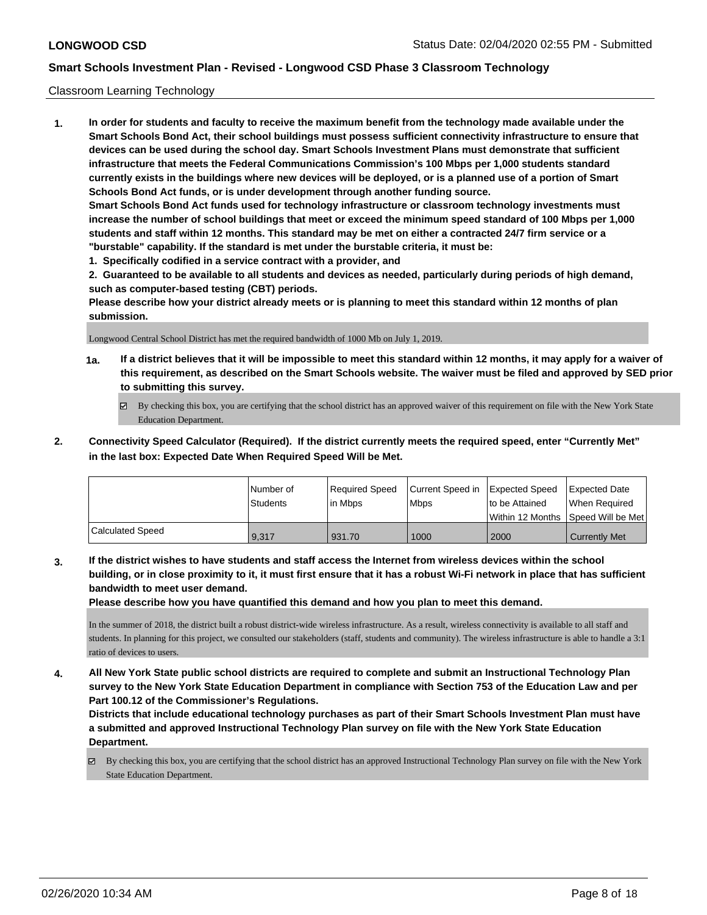Classroom Learning Technology

1. **In order for students and faculty to receive the maximum benefit from the technology made available under the Smart Schools Bond Act, their school buildings must possess sufficient connectivity infrastructure to ensure that devices can be used during the school day. Smart Schools Investment Plans must demonstrate that sufficient infrastructure that meets the Federal Communications Commission's 100 Mbps per 1,000 students standard currently exists in the buildings where new devices will be deployed, or is a planned use of a portion of Smart Schools Bond Act funds, or is under development through another funding source.**

   **Smart Schools Bond Act funds used for technology infrastructure or classroom technology investments must increase the number of school buildings that meet or exceed the minimum speed standard of 100 Mbps per 1,000 students and staff within 12 months. This standard may be met on either a contracted 24/7 firm service or a "burstable" capability. If the standard is met under the burstable criteria, it must be:**

   **1. Specifically codified in a service contract with a provider, and**

   **2. Guaranteed to be available to all students and devices as needed, particularly during periods of high demand, such as computer-based testing (CBT) periods.**

   **Please describe how your district already meets or is planning to meet this standard within 12 months of plan submission.**

   Longwood Central School District has met the required bandwidth of 1000 Mb on July 1, 2019.

   **1a. If a district believes that it will be impossible to meet this standard within 12 months, it may apply for a waiver of this requirement, as described on the Smart Schools website. The waiver must be filed and approved by SED prior to submitting this survey.**

   ☑ By checking this box, you are certifying that the school district has an approved waiver of this requirement on file with the New York State Education Department.

2. **Connectivity Speed Calculator (Required). If the district currently meets the required speed, enter "Currently Met" in the last box: Expected Date When Required Speed Will be Met.**

| | Number of Students | Required Speed in Mbps | Current Speed in Mbps | Expected Speed to be Attained Within 12 Months | Expected Date When Required Speed Will be Met |
|---|---|---|---|---|---|
| Calculated Speed | 9,317 | 931.70 | 1000 | 2000 | Currently Met |

3. **If the district wishes to have students and staff access the Internet from wireless devices within the school building, or in close proximity to it, it must first ensure that it has a robust Wi-Fi network in place that has sufficient bandwidth to meet user demand.**

   **Please describe how you have quantified this demand and how you plan to meet this demand.**

   In the summer of 2018, the district built a robust district-wide wireless infrastructure. As a result, wireless connectivity is available to all staff and students. In planning for this project, we consulted our stakeholders (staff, students and community). The wireless infrastructure is able to handle a 3:1 ratio of devices to users.

4. **All New York State public school districts are required to complete and submit an Instructional Technology Plan survey to the New York State Education Department in compliance with Section 753 of the Education Law and per Part 100.12 of the Commissioner's Regulations.**

   **Districts that include educational technology purchases as part of their Smart Schools Investment Plan must have a submitted and approved Instructional Technology Plan survey on file with the New York State Education Department.**

   ☑ By checking this box, you are certifying that the school district has an approved Instructional Technology Plan survey on file with the New York State Education Department.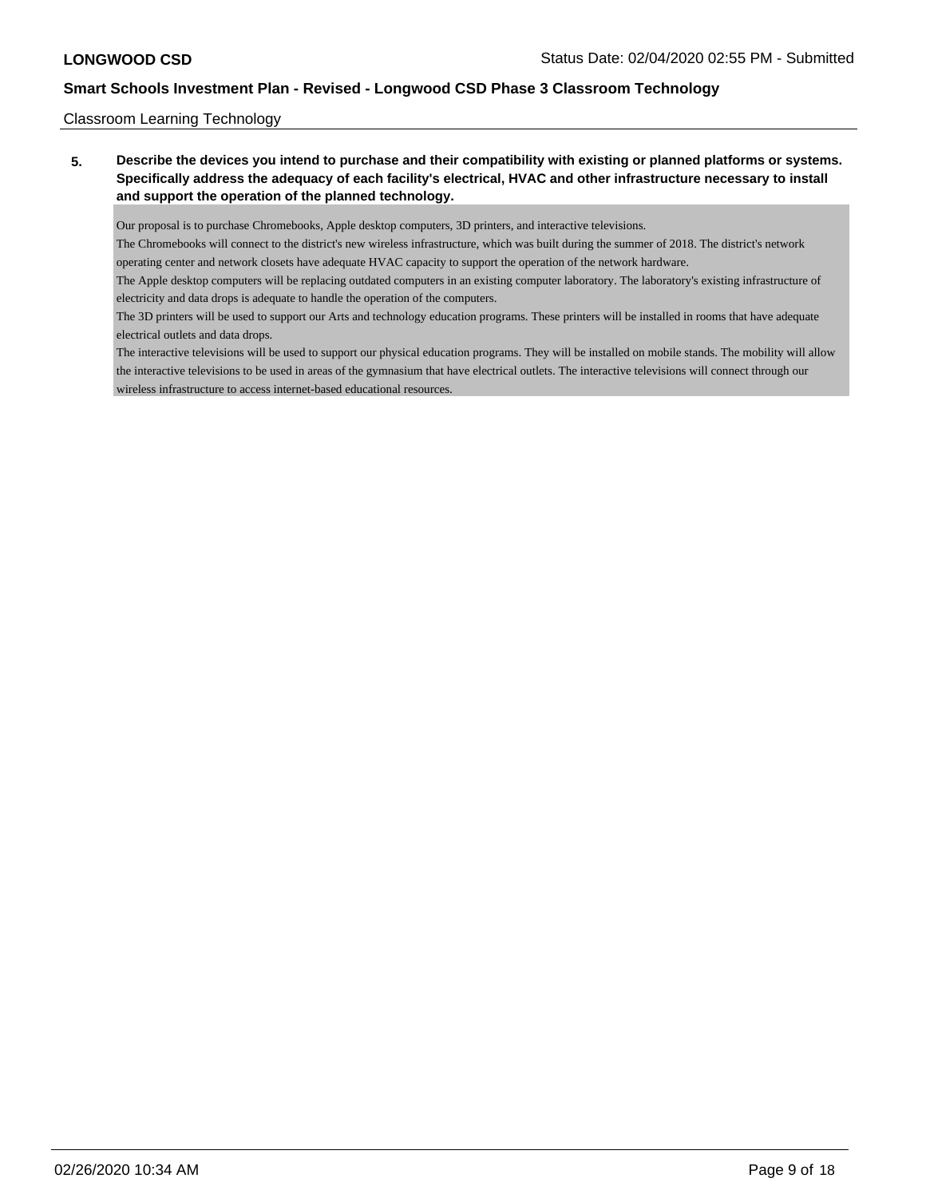Classroom Learning Technology

**5. Describe the devices you intend to purchase and their compatibility with existing or planned platforms or systems. Specifically address the adequacy of each facility's electrical, HVAC and other infrastructure necessary to install and support the operation of the planned technology.**

Our proposal is to purchase Chromebooks, Apple desktop computers, 3D printers, and interactive televisions.

The Chromebooks will connect to the district's new wireless infrastructure, which was built during the summer of 2018. The district's network operating center and network closets have adequate HVAC capacity to support the operation of the network hardware.

The Apple desktop computers will be replacing outdated computers in an existing computer laboratory. The laboratory's existing infrastructure of electricity and data drops is adequate to handle the operation of the computers.

The 3D printers will be used to support our Arts and technology education programs. These printers will be installed in rooms that have adequate electrical outlets and data drops.

The interactive televisions will be used to support our physical education programs. They will be installed on mobile stands. The mobility will allow the interactive televisions to be used in areas of the gymnasium that have electrical outlets. The interactive televisions will connect through our wireless infrastructure to access internet-based educational resources.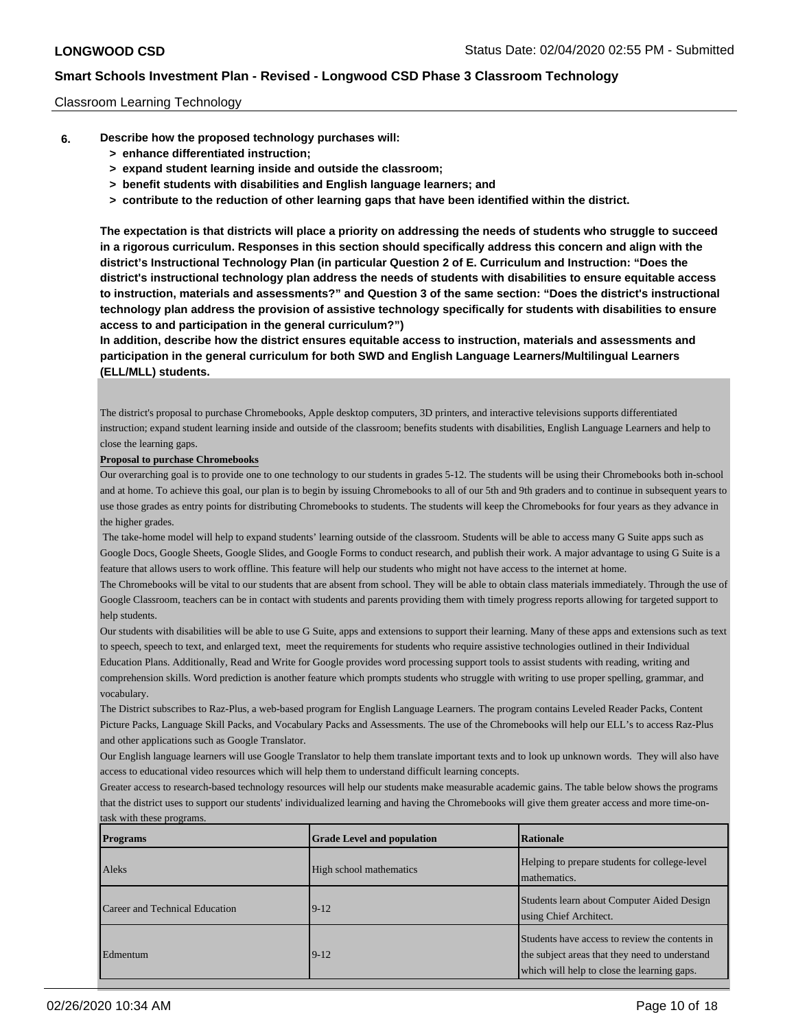Classroom Learning Technology

**6. Describe how the proposed technology purchases will:**
> **> enhance differentiated instruction;**
> **> expand student learning inside and outside the classroom;**
> **> benefit students with disabilities and English language learners; and**
> **> contribute to the reduction of other learning gaps that have been identified within the district.**

**The expectation is that districts will place a priority on addressing the needs of students who struggle to succeed in a rigorous curriculum. Responses in this section should specifically address this concern and align with the district's Instructional Technology Plan (in particular Question 2 of E. Curriculum and Instruction: "Does the district's instructional technology plan address the needs of students with disabilities to ensure equitable access to instruction, materials and assessments?" and Question 3 of the same section: "Does the district's instructional technology plan address the provision of assistive technology specifically for students with disabilities to ensure access to and participation in the general curriculum?")**

**In addition, describe how the district ensures equitable access to instruction, materials and assessments and participation in the general curriculum for both SWD and English Language Learners/Multilingual Learners (ELL/MLL) students.**

The district's proposal to purchase Chromebooks, Apple desktop computers, 3D printers, and interactive televisions supports differentiated instruction; expand student learning inside and outside of the classroom; benefits students with disabilities, English Language Learners and help to close the learning gaps.

**Proposal to purchase Chromebooks**

Our overarching goal is to provide one to one technology to our students in grades 5-12. The students will be using their Chromebooks both in-school and at home. To achieve this goal, our plan is to begin by issuing Chromebooks to all of our 5th and 9th graders and to continue in subsequent years to use those grades as entry points for distributing Chromebooks to students. The students will keep the Chromebooks for four years as they advance in the higher grades.

The take-home model will help to expand students' learning outside of the classroom. Students will be able to access many G Suite apps such as Google Docs, Google Sheets, Google Slides, and Google Forms to conduct research, and publish their work. A major advantage to using G Suite is a feature that allows users to work offline. This feature will help our students who might not have access to the internet at home.

The Chromebooks will be vital to our students that are absent from school. They will be able to obtain class materials immediately. Through the use of Google Classroom, teachers can be in contact with students and parents providing them with timely progress reports allowing for targeted support to help students.

Our students with disabilities will be able to use G Suite, apps and extensions to support their learning. Many of these apps and extensions such as text to speech, speech to text, and enlarged text, meet the requirements for students who require assistive technologies outlined in their Individual Education Plans. Additionally, Read and Write for Google provides word processing support tools to assist students with reading, writing and comprehension skills. Word prediction is another feature which prompts students who struggle with writing to use proper spelling, grammar, and vocabulary.

The District subscribes to Raz-Plus, a web-based program for English Language Learners. The program contains Leveled Reader Packs, Content Picture Packs, Language Skill Packs, and Vocabulary Packs and Assessments. The use of the Chromebooks will help our ELL's to access Raz-Plus and other applications such as Google Translator.

Our English language learners will use Google Translator to help them translate important texts and to look up unknown words. They will also have access to educational video resources which will help them to understand difficult learning concepts.

Greater access to research-based technology resources will help our students make measurable academic gains. The table below shows the programs that the district uses to support our students' individualized learning and having the Chromebooks will give them greater access and more time-on-task with these programs.

| Programs | Grade Level and population | Rationale |
|---|---|---|
| Aleks | High school mathematics | Helping to prepare students for college-level mathematics. |
| Career and Technical Education | 9-12 | Students learn about Computer Aided Design using Chief Architect. |
| Edmentum | 9-12 | Students have access to review the contents in the subject areas that they need to understand which will help to close the learning gaps. |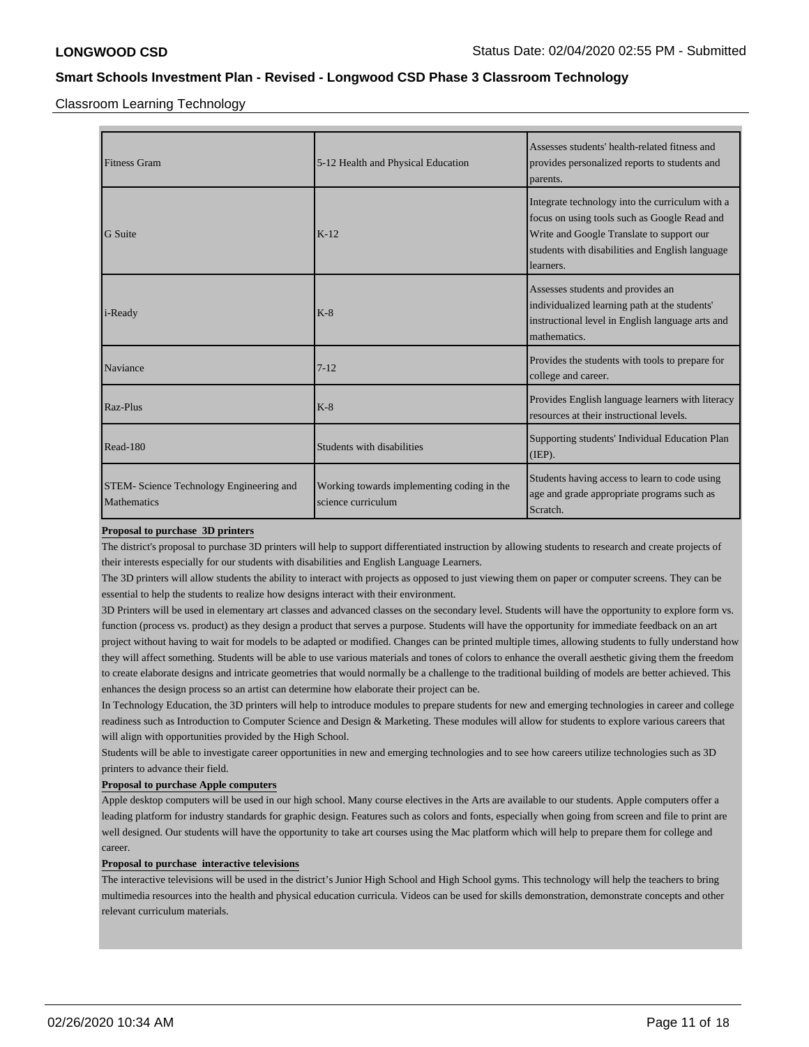## Classroom Learning Technology

| | | |
|---|---|---|
| Fitness Gram | 5-12 Health and Physical Education | Assesses students' health-related fitness and provides personalized reports to students and parents. |
| G Suite | K-12 | Integrate technology into the curriculum with a focus on using tools such as Google Read and Write and Google Translate to support our students with disabilities and English language learners. |
| i-Ready | K-8 | Assesses students and provides an individualized learning path at the students' instructional level in English language arts and mathematics. |
| Naviance | 7-12 | Provides the students with tools to prepare for college and career. |
| Raz-Plus | K-8 | Provides English language learners with literacy resources at their instructional levels. |
| Read-180 | Students with disabilities | Supporting students' Individual Education Plan (IEP). |
| STEM- Science Technology Engineering and Mathematics | Working towards implementing coding in the science curriculum | Students having access to learn to code using age and grade appropriate programs such as Scratch. |

**Proposal to purchase 3D printers**

The district's proposal to purchase 3D printers will help to support differentiated instruction by allowing students to research and create projects of their interests especially for our students with disabilities and English Language Learners.

The 3D printers will allow students the ability to interact with projects as opposed to just viewing them on paper or computer screens. They can be essential to help the students to realize how designs interact with their environment.

3D Printers will be used in elementary art classes and advanced classes on the secondary level. Students will have the opportunity to explore form vs. function (process vs. product) as they design a product that serves a purpose. Students will have the opportunity for immediate feedback on an art project without having to wait for models to be adapted or modified. Changes can be printed multiple times, allowing students to fully understand how they will affect something. Students will be able to use various materials and tones of colors to enhance the overall aesthetic giving them the freedom to create elaborate designs and intricate geometries that would normally be a challenge to the traditional building of models are better achieved. This enhances the design process so an artist can determine how elaborate their project can be.

In Technology Education, the 3D printers will help to introduce modules to prepare students for new and emerging technologies in career and college readiness such as Introduction to Computer Science and Design & Marketing. These modules will allow for students to explore various careers that will align with opportunities provided by the High School.

Students will be able to investigate career opportunities in new and emerging technologies and to see how careers utilize technologies such as 3D printers to advance their field.

**Proposal to purchase Apple computers**

Apple desktop computers will be used in our high school. Many course electives in the Arts are available to our students. Apple computers offer a leading platform for industry standards for graphic design. Features such as colors and fonts, especially when going from screen and file to print are well designed. Our students will have the opportunity to take art courses using the Mac platform which will help to prepare them for college and career.

**Proposal to purchase interactive televisions**

The interactive televisions will be used in the district's Junior High School and High School gyms. This technology will help the teachers to bring multimedia resources into the health and physical education curricula. Videos can be used for skills demonstration, demonstrate concepts and other relevant curriculum materials.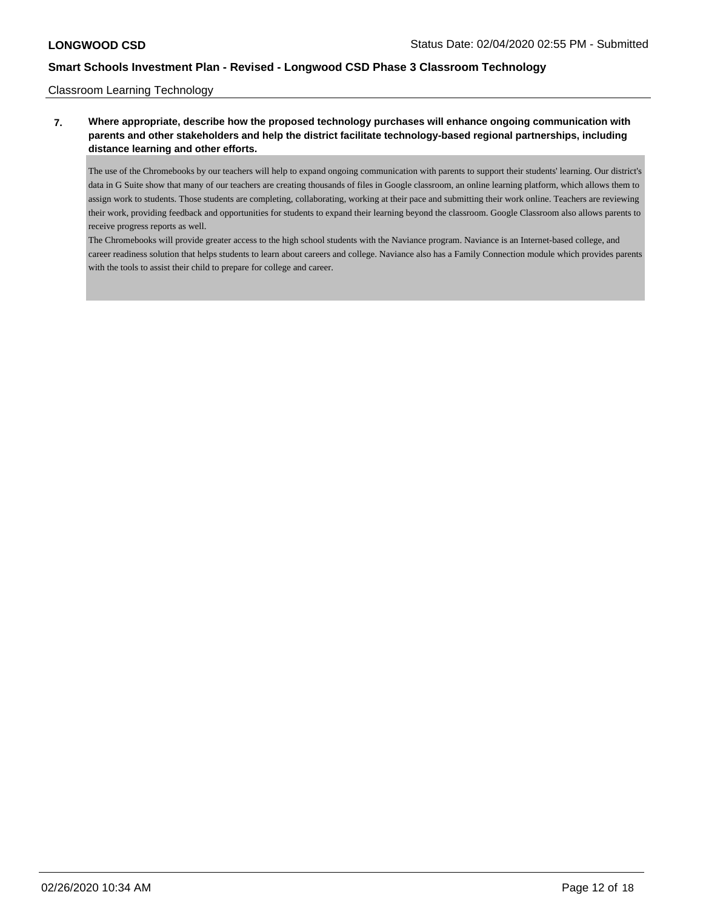Classroom Learning Technology

**7. Where appropriate, describe how the proposed technology purchases will enhance ongoing communication with parents and other stakeholders and help the district facilitate technology-based regional partnerships, including distance learning and other efforts.**

The use of the Chromebooks by our teachers will help to expand ongoing communication with parents to support their students' learning. Our district's data in G Suite show that many of our teachers are creating thousands of files in Google classroom, an online learning platform, which allows them to assign work to students. Those students are completing, collaborating, working at their pace and submitting their work online. Teachers are reviewing their work, providing feedback and opportunities for students to expand their learning beyond the classroom. Google Classroom also allows parents to receive progress reports as well.
The Chromebooks will provide greater access to the high school students with the Naviance program. Naviance is an Internet-based college, and career readiness solution that helps students to learn about careers and college. Naviance also has a Family Connection module which provides parents with the tools to assist their child to prepare for college and career.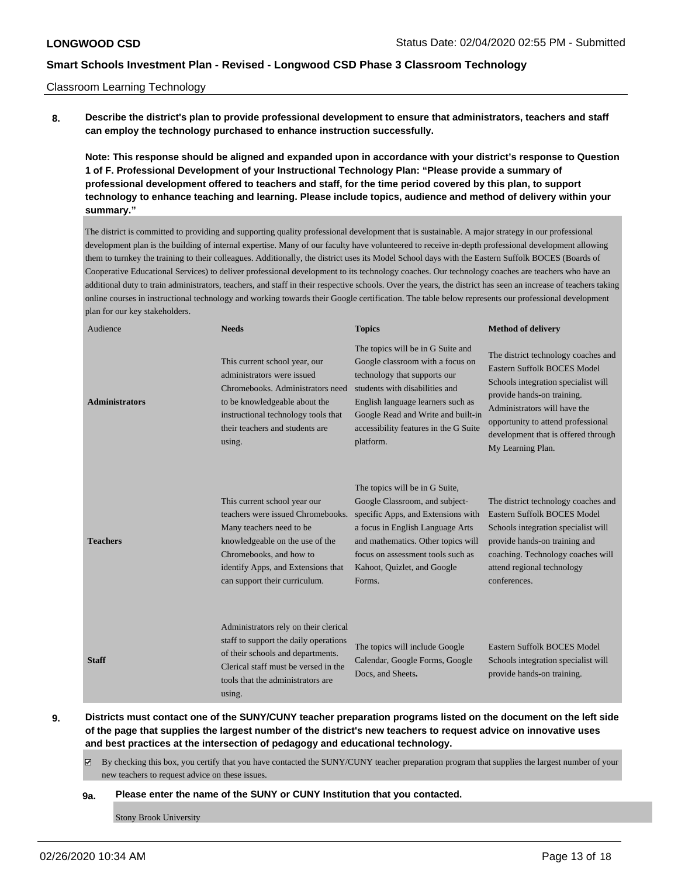Classroom Learning Technology

**8. Describe the district's plan to provide professional development to ensure that administrators, teachers and staff can employ the technology purchased to enhance instruction successfully.**

**Note: This response should be aligned and expanded upon in accordance with your district's response to Question 1 of F. Professional Development of your Instructional Technology Plan: "Please provide a summary of professional development offered to teachers and staff, for the time period covered by this plan, to support technology to enhance teaching and learning. Please include topics, audience and method of delivery within your summary."**

The district is committed to providing and supporting quality professional development that is sustainable. A major strategy in our professional development plan is the building of internal expertise. Many of our faculty have volunteered to receive in-depth professional development allowing them to turnkey the training to their colleagues. Additionally, the district uses its Model School days with the Eastern Suffolk BOCES (Boards of Cooperative Educational Services) to deliver professional development to its technology coaches. Our technology coaches are teachers who have an additional duty to train administrators, teachers, and staff in their respective schools. Over the years, the district has seen an increase of teachers taking online courses in instructional technology and working towards their Google certification. The table below represents our professional development plan for our key stakeholders.

| Audience | **Needs** | **Topics** | **Method of delivery** |
|---|---|---|---|
| **Administrators** | This current school year, our administrators were issued Chromebooks. Administrators need to be knowledgeable about the instructional technology tools that their teachers and students are using. | The topics will be in G Suite and Google classroom with a focus on technology that supports our students with disabilities and English language learners such as Google Read and Write and built-in accessibility features in the G Suite platform. | The district technology coaches and Eastern Suffolk BOCES Model Schools integration specialist will provide hands-on training. Administrators will have the opportunity to attend professional development that is offered through My Learning Plan. |
| **Teachers** | This current school year our teachers were issued Chromebooks. Many teachers need to be knowledgeable on the use of the Chromebooks, and how to identify Apps, and Extensions that can support their curriculum. | The topics will be in G Suite, Google Classroom, and subject-specific Apps, and Extensions with a focus in English Language Arts and mathematics. Other topics will focus on assessment tools such as Kahoot, Quizlet, and Google Forms. | The district technology coaches and Eastern Suffolk BOCES Model Schools integration specialist will provide hands-on training and coaching. Technology coaches will attend regional technology conferences. |
| **Staff** | Administrators rely on their clerical staff to support the daily operations of their schools and departments. Clerical staff must be versed in the tools that the administrators are using. | The topics will include Google Calendar, Google Forms, Google Docs, and Sheets**.** | Eastern Suffolk BOCES Model Schools integration specialist will provide hands-on training. |

**9. Districts must contact one of the SUNY/CUNY teacher preparation programs listed on the document on the left side of the page that supplies the largest number of the district's new teachers to request advice on innovative uses and best practices at the intersection of pedagogy and educational technology.**

☑ By checking this box, you certify that you have contacted the SUNY/CUNY teacher preparation program that supplies the largest number of your new teachers to request advice on these issues.

**9a. Please enter the name of the SUNY or CUNY Institution that you contacted.**

Stony Brook University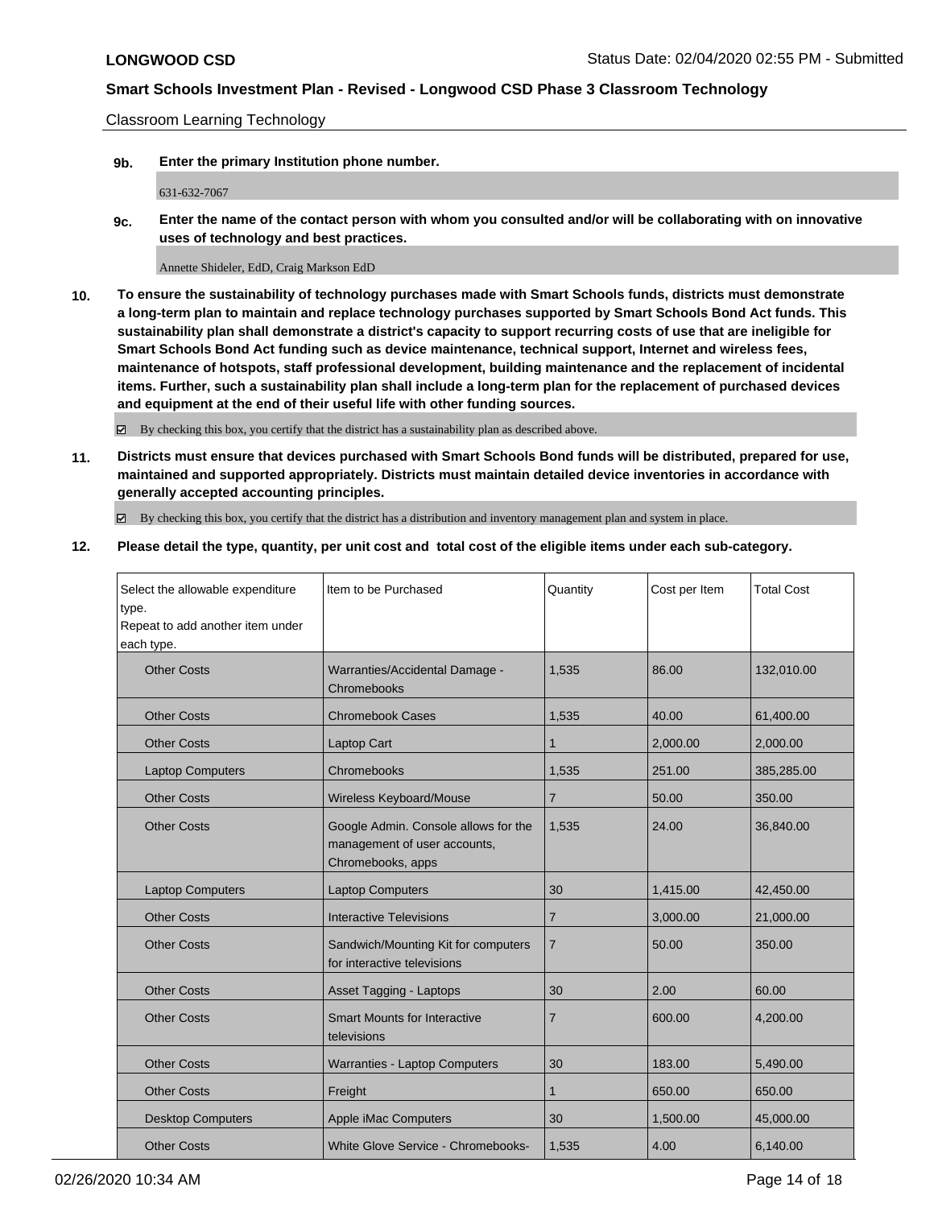Classroom Learning Technology

**9b. Enter the primary Institution phone number.**

631-632-7067

**9c. Enter the name of the contact person with whom you consulted and/or will be collaborating with on innovative uses of technology and best practices.**

Annette Shideler, EdD, Craig Markson EdD

**10. To ensure the sustainability of technology purchases made with Smart Schools funds, districts must demonstrate a long-term plan to maintain and replace technology purchases supported by Smart Schools Bond Act funds. This sustainability plan shall demonstrate a district's capacity to support recurring costs of use that are ineligible for Smart Schools Bond Act funding such as device maintenance, technical support, Internet and wireless fees, maintenance of hotspots, staff professional development, building maintenance and the replacement of incidental items. Further, such a sustainability plan shall include a long-term plan for the replacement of purchased devices and equipment at the end of their useful life with other funding sources.**

☑ By checking this box, you certify that the district has a sustainability plan as described above.

**11. Districts must ensure that devices purchased with Smart Schools Bond funds will be distributed, prepared for use, maintained and supported appropriately. Districts must maintain detailed device inventories in accordance with generally accepted accounting principles.**

☑ By checking this box, you certify that the district has a distribution and inventory management plan and system in place.

**12. Please detail the type, quantity, per unit cost and total cost of the eligible items under each sub-category.**

| Select the allowable expenditure type. Repeat to add another item under each type. | Item to be Purchased | Quantity | Cost per Item | Total Cost |
|---|---|---|---|---|
| Other Costs | Warranties/Accidental Damage - Chromebooks | 1,535 | 86.00 | 132,010.00 |
| Other Costs | Chromebook Cases | 1,535 | 40.00 | 61,400.00 |
| Other Costs | Laptop Cart | 1 | 2,000.00 | 2,000.00 |
| Laptop Computers | Chromebooks | 1,535 | 251.00 | 385,285.00 |
| Other Costs | Wireless Keyboard/Mouse | 7 | 50.00 | 350.00 |
| Other Costs | Google Admin. Console allows for the management of user accounts, Chromebooks, apps | 1,535 | 24.00 | 36,840.00 |
| Laptop Computers | Laptop Computers | 30 | 1,415.00 | 42,450.00 |
| Other Costs | Interactive Televisions | 7 | 3,000.00 | 21,000.00 |
| Other Costs | Sandwich/Mounting Kit for computers for interactive televisions | 7 | 50.00 | 350.00 |
| Other Costs | Asset Tagging - Laptops | 30 | 2.00 | 60.00 |
| Other Costs | Smart Mounts for Interactive televisions | 7 | 600.00 | 4,200.00 |
| Other Costs | Warranties - Laptop Computers | 30 | 183.00 | 5,490.00 |
| Other Costs | Freight | 1 | 650.00 | 650.00 |
| Desktop Computers | Apple iMac Computers | 30 | 1,500.00 | 45,000.00 |
| Other Costs | White Glove Service - Chromebooks- | 1,535 | 4.00 | 6,140.00 |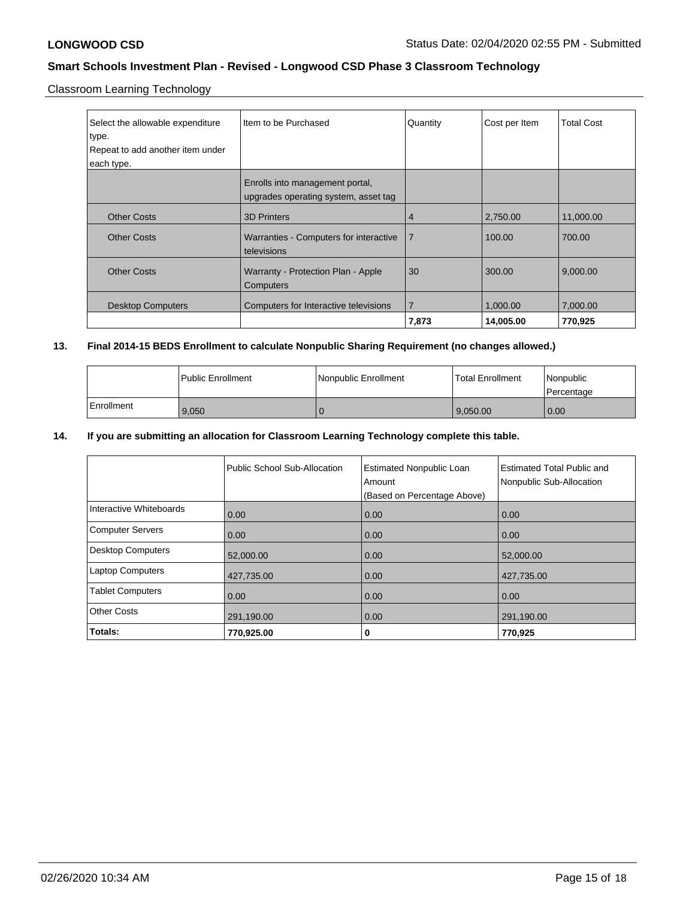Classroom Learning Technology

| Select the allowable expenditure type. Repeat to add another item under each type. | Item to be Purchased | Quantity | Cost per Item | Total Cost |
|---|---|---|---|---|
| | Enrolls into management portal, upgrades operating system, asset tag | | | |
| Other Costs | 3D Printers | 4 | 2,750.00 | 11,000.00 |
| Other Costs | Warranties - Computers for interactive televisions | 7 | 100.00 | 700.00 |
| Other Costs | Warranty - Protection Plan - Apple Computers | 30 | 300.00 | 9,000.00 |
| Desktop Computers | Computers for Interactive televisions | 7 | 1,000.00 | 7,000.00 |
| | | **7,873** | **14,005.00** | **770,925** |

**13. Final 2014-15 BEDS Enrollment to calculate Nonpublic Sharing Requirement (no changes allowed.)**

| | Public Enrollment | Nonpublic Enrollment | Total Enrollment | Nonpublic Percentage |
|---|---|---|---|---|
| Enrollment | 9,050 | 0 | 9,050.00 | 0.00 |

**14. If you are submitting an allocation for Classroom Learning Technology complete this table.**

| | Public School Sub-Allocation | Estimated Nonpublic Loan Amount (Based on Percentage Above) | Estimated Total Public and Nonpublic Sub-Allocation |
|---|---|---|---|
| Interactive Whiteboards | 0.00 | 0.00 | 0.00 |
| Computer Servers | 0.00 | 0.00 | 0.00 |
| Desktop Computers | 52,000.00 | 0.00 | 52,000.00 |
| Laptop Computers | 427,735.00 | 0.00 | 427,735.00 |
| Tablet Computers | 0.00 | 0.00 | 0.00 |
| Other Costs | 291,190.00 | 0.00 | 291,190.00 |
| **Totals:** | **770,925.00** | **0** | **770,925** |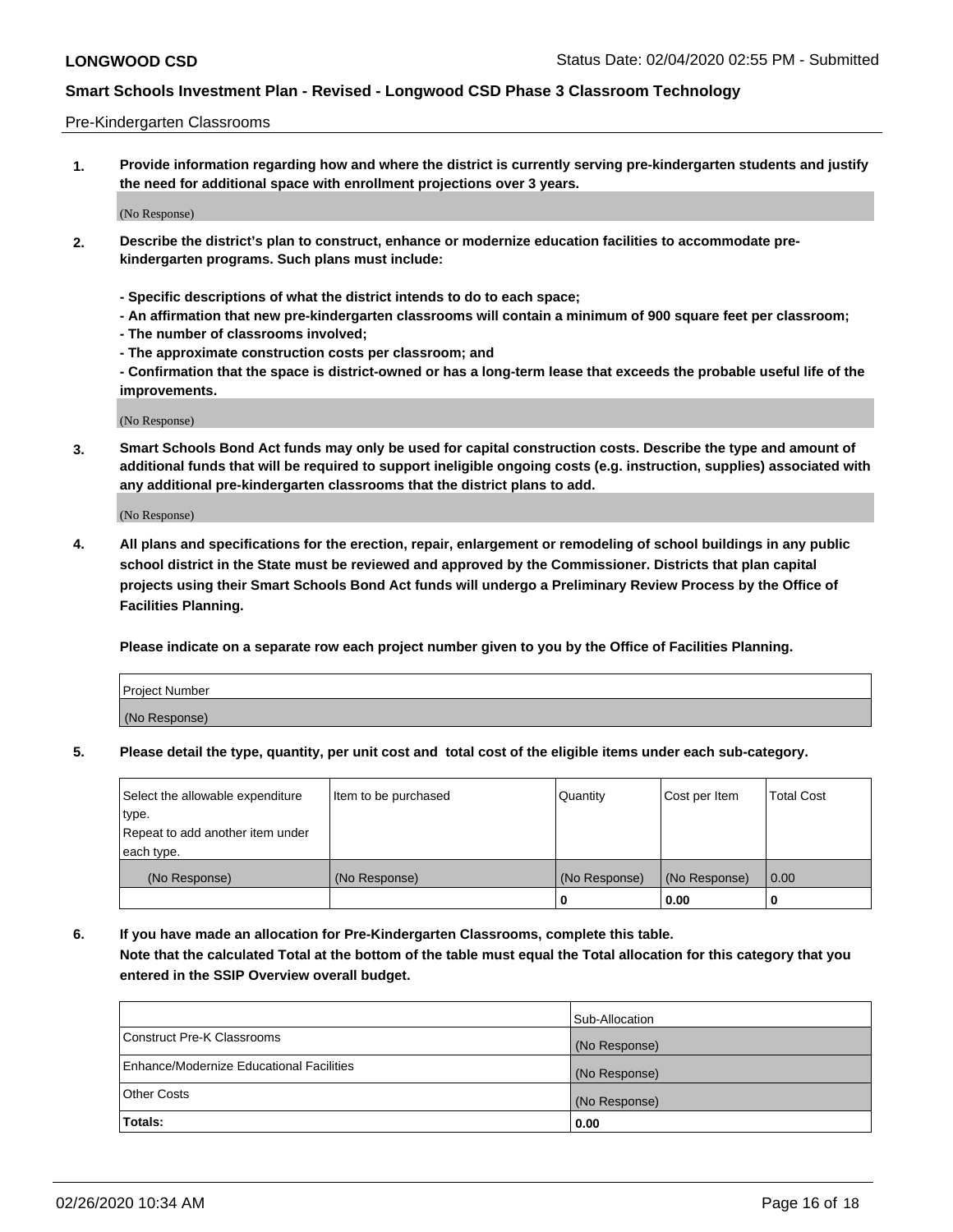Pre-Kindergarten Classrooms

**1. Provide information regarding how and where the district is currently serving pre-kindergarten students and justify the need for additional space with enrollment projections over 3 years.**

(No Response)

**2. Describe the district's plan to construct, enhance or modernize education facilities to accommodate pre-kindergarten programs. Such plans must include:**

**- Specific descriptions of what the district intends to do to each space;**
**- An affirmation that new pre-kindergarten classrooms will contain a minimum of 900 square feet per classroom;**
**- The number of classrooms involved;**
**- The approximate construction costs per classroom; and**
**- Confirmation that the space is district-owned or has a long-term lease that exceeds the probable useful life of the improvements.**

(No Response)

**3. Smart Schools Bond Act funds may only be used for capital construction costs. Describe the type and amount of additional funds that will be required to support ineligible ongoing costs (e.g. instruction, supplies) associated with any additional pre-kindergarten classrooms that the district plans to add.**

(No Response)

**4. All plans and specifications for the erection, repair, enlargement or remodeling of school buildings in any public school district in the State must be reviewed and approved by the Commissioner. Districts that plan capital projects using their Smart Schools Bond Act funds will undergo a Preliminary Review Process by the Office of Facilities Planning.**

**Please indicate on a separate row each project number given to you by the Office of Facilities Planning.**

| Project Number |
|---|
| (No Response) |

**5. Please detail the type, quantity, per unit cost and total cost of the eligible items under each sub-category.**

| Select the allowable expenditure type. Repeat to add another item under each type. | Item to be purchased | Quantity | Cost per Item | Total Cost |
|---|---|---|---|---|
| (No Response) | (No Response) | (No Response) | (No Response) | 0.00 |
| | | 0 | 0.00 | 0 |

**6. If you have made an allocation for Pre-Kindergarten Classrooms, complete this table.**
**Note that the calculated Total at the bottom of the table must equal the Total allocation for this category that you entered in the SSIP Overview overall budget.**

| | Sub-Allocation |
|---|---|
| Construct Pre-K Classrooms | (No Response) |
| Enhance/Modernize Educational Facilities | (No Response) |
| Other Costs | (No Response) |
| **Totals:** | **0.00** |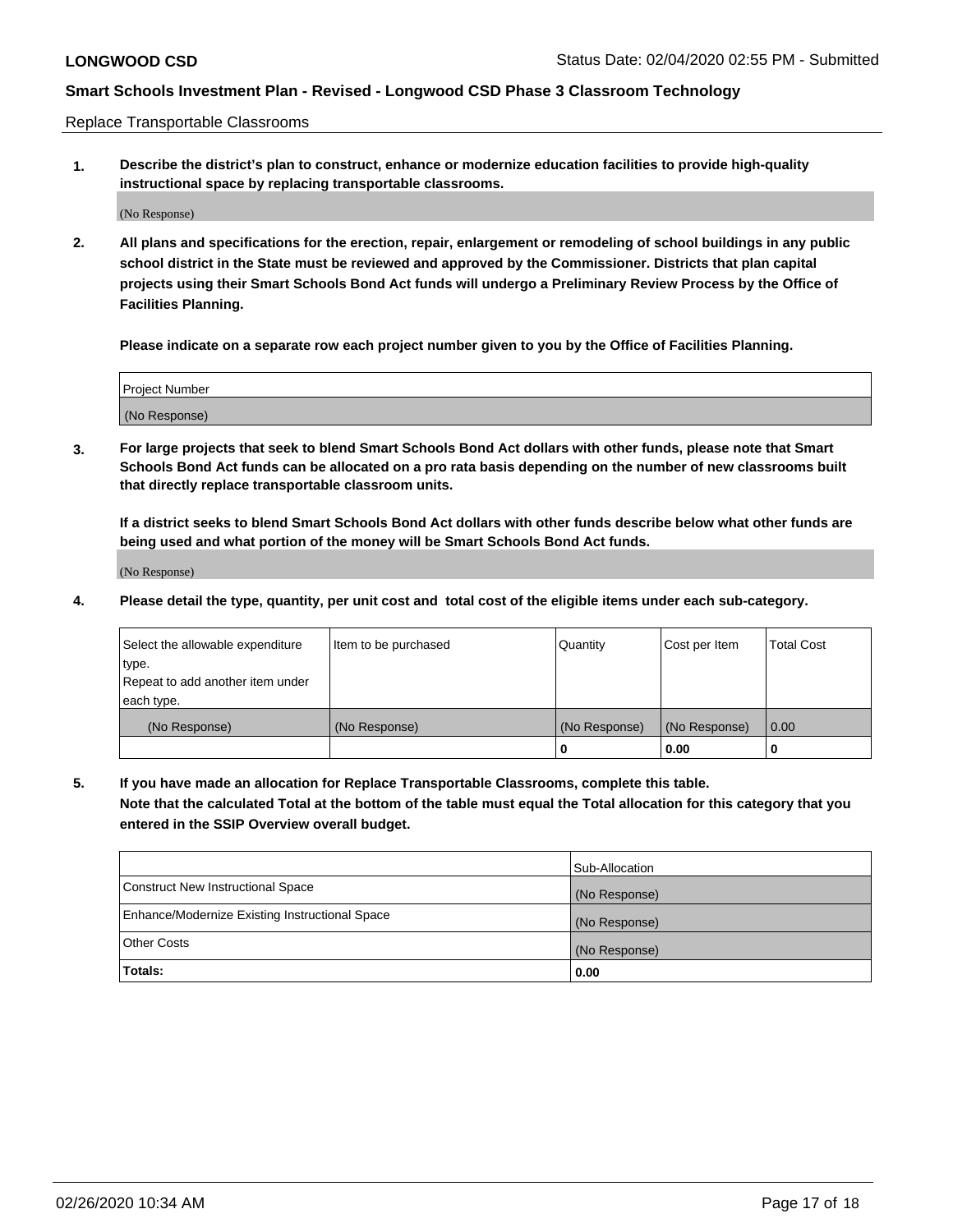Replace Transportable Classrooms

**1. Describe the district's plan to construct, enhance or modernize education facilities to provide high-quality instructional space by replacing transportable classrooms.**

(No Response)

**2. All plans and specifications for the erection, repair, enlargement or remodeling of school buildings in any public school district in the State must be reviewed and approved by the Commissioner. Districts that plan capital projects using their Smart Schools Bond Act funds will undergo a Preliminary Review Process by the Office of Facilities Planning.**

**Please indicate on a separate row each project number given to you by the Office of Facilities Planning.**

| Project Number |
|---|
| (No Response) |

**3. For large projects that seek to blend Smart Schools Bond Act dollars with other funds, please note that Smart Schools Bond Act funds can be allocated on a pro rata basis depending on the number of new classrooms built that directly replace transportable classroom units.**

**If a district seeks to blend Smart Schools Bond Act dollars with other funds describe below what other funds are being used and what portion of the money will be Smart Schools Bond Act funds.**

(No Response)

**4. Please detail the type, quantity, per unit cost and total cost of the eligible items under each sub-category.**

| Select the allowable expenditure type. Repeat to add another item under each type. | Item to be purchased | Quantity | Cost per Item | Total Cost |
|---|---|---|---|---|
| (No Response) | (No Response) | (No Response) | (No Response) | 0.00 |
| | | 0 | 0.00 | 0 |

**5. If you have made an allocation for Replace Transportable Classrooms, complete this table. Note that the calculated Total at the bottom of the table must equal the Total allocation for this category that you entered in the SSIP Overview overall budget.**

| | Sub-Allocation |
|---|---|
| Construct New Instructional Space | (No Response) |
| Enhance/Modernize Existing Instructional Space | (No Response) |
| Other Costs | (No Response) |
| **Totals:** | **0.00** |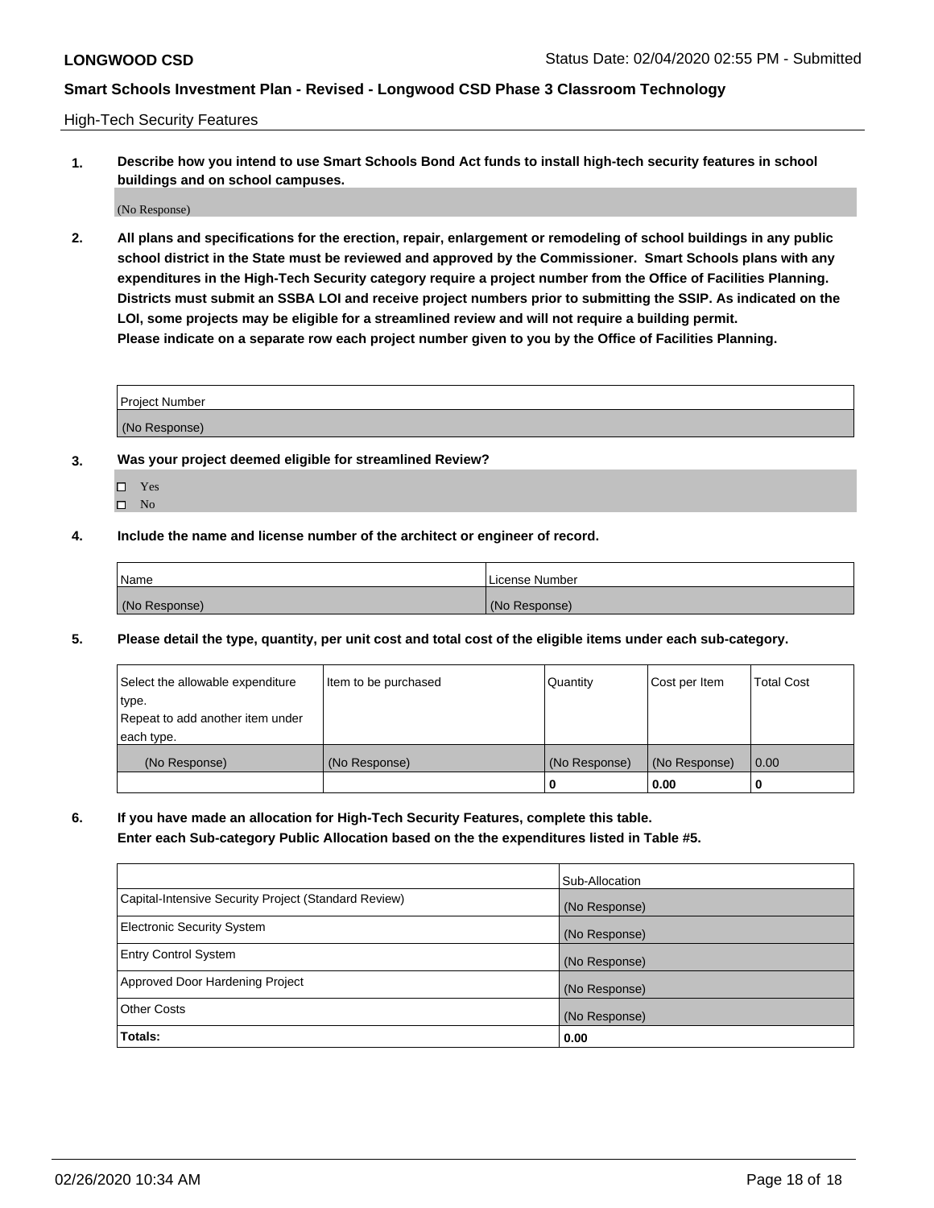High-Tech Security Features

**1. Describe how you intend to use Smart Schools Bond Act funds to install high-tech security features in school buildings and on school campuses.**

(No Response)

**2. All plans and specifications for the erection, repair, enlargement or remodeling of school buildings in any public school district in the State must be reviewed and approved by the Commissioner. Smart Schools plans with any expenditures in the High-Tech Security category require a project number from the Office of Facilities Planning. Districts must submit an SSBA LOI and receive project numbers prior to submitting the SSIP. As indicated on the LOI, some projects may be eligible for a streamlined review and will not require a building permit. Please indicate on a separate row each project number given to you by the Office of Facilities Planning.**

| Project Number |
| --- |
| (No Response) |

**3. Was your project deemed eligible for streamlined Review?**

- ☐ Yes
- ☐ No

**4. Include the name and license number of the architect or engineer of record.**

| Name | License Number |
| --- | --- |
| (No Response) | (No Response) |

**5. Please detail the type, quantity, per unit cost and total cost of the eligible items under each sub-category.**

| Select the allowable expenditure type. Repeat to add another item under each type. | Item to be purchased | Quantity | Cost per Item | Total Cost |
| --- | --- | --- | --- | --- |
| (No Response) | (No Response) | (No Response) | (No Response) | 0.00 |
| | | 0 | 0.00 | 0 |

**6. If you have made an allocation for High-Tech Security Features, complete this table. Enter each Sub-category Public Allocation based on the the expenditures listed in Table #5.**

| | Sub-Allocation |
| --- | --- |
| Capital-Intensive Security Project (Standard Review) | (No Response) |
| Electronic Security System | (No Response) |
| Entry Control System | (No Response) |
| Approved Door Hardening Project | (No Response) |
| Other Costs | (No Response) |
| **Totals:** | **0.00** |